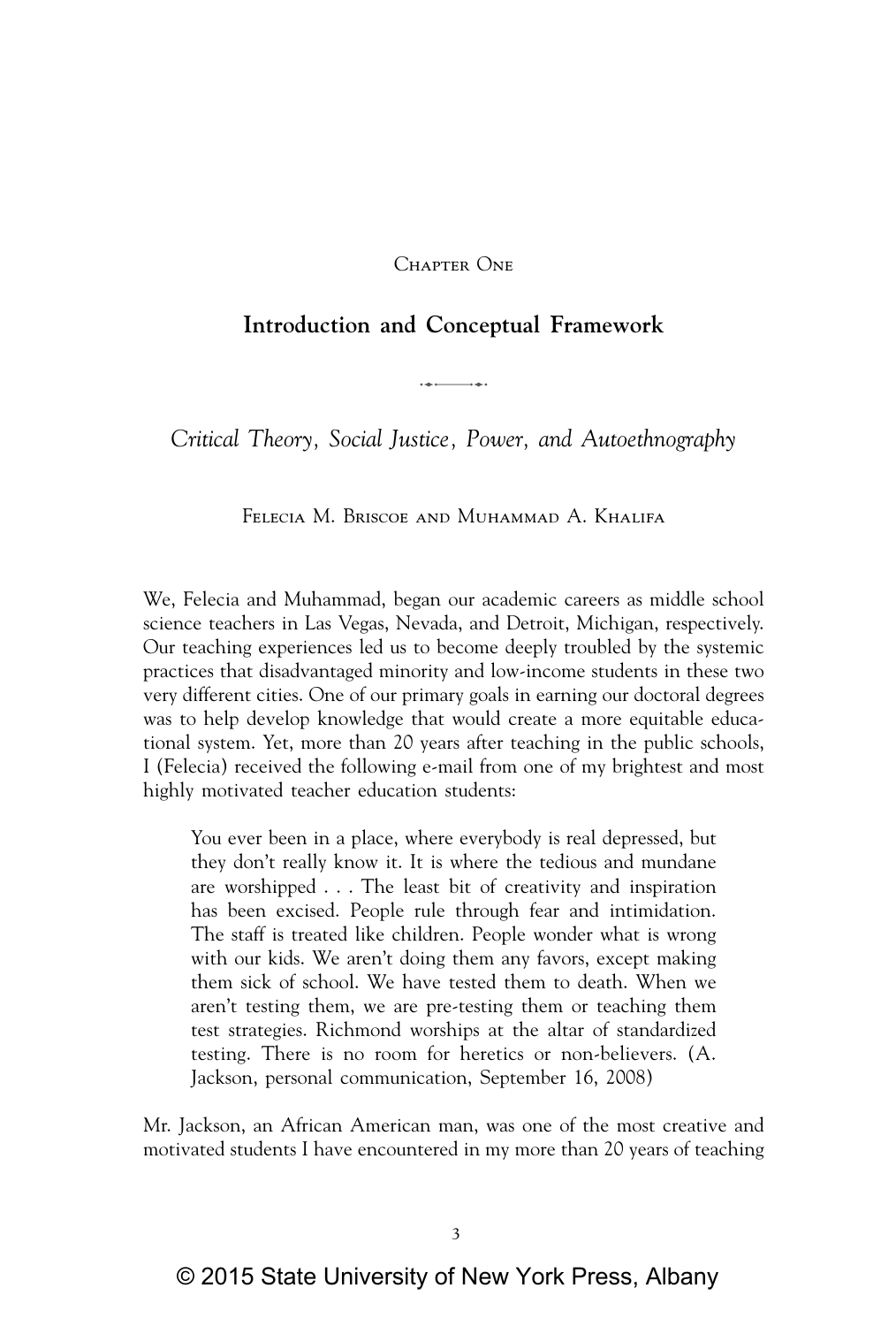Chapter One

# Introduction and Conceptual Framework

## *Critical Theory, Social Justice, Power, and Autoethnography*

Felecia M. Briscoe and Muhammad A. Khalifa

We, Felecia and Muhammad, began our academic careers as middle school science teachers in Las Vegas, Nevada, and Detroit, Michigan, respectively. Our teaching experiences led us to become deeply troubled by the systemic practices that disadvantaged minority and low-income students in these two very different cities. One of our primary goals in earning our doctoral degrees was to help develop knowledge that would create a more equitable educational system. Yet, more than 20 years after teaching in the public schools, I (Felecia) received the following e-mail from one of my brightest and most highly motivated teacher education students:

> You ever been in a place, where everybody is real depressed, but they don't really know it. It is where the tedious and mundane are worshipped . . . The least bit of creativity and inspiration has been excised. People rule through fear and intimidation. The staff is treated like children. People wonder what is wrong with our kids. We aren't doing them any favors, except making them sick of school. We have tested them to death. When we aren't testing them, we are pre-testing them or teaching them test strategies. Richmond worships at the altar of standardized testing. There is no room for heretics or non-believers. (A. Jackson, personal communication, September 16, 2008)

Mr. Jackson, an African American man, was one of the most creative and motivated students I have encountered in my more than 20 years of teaching

© 2015 State University of New York Press, Albany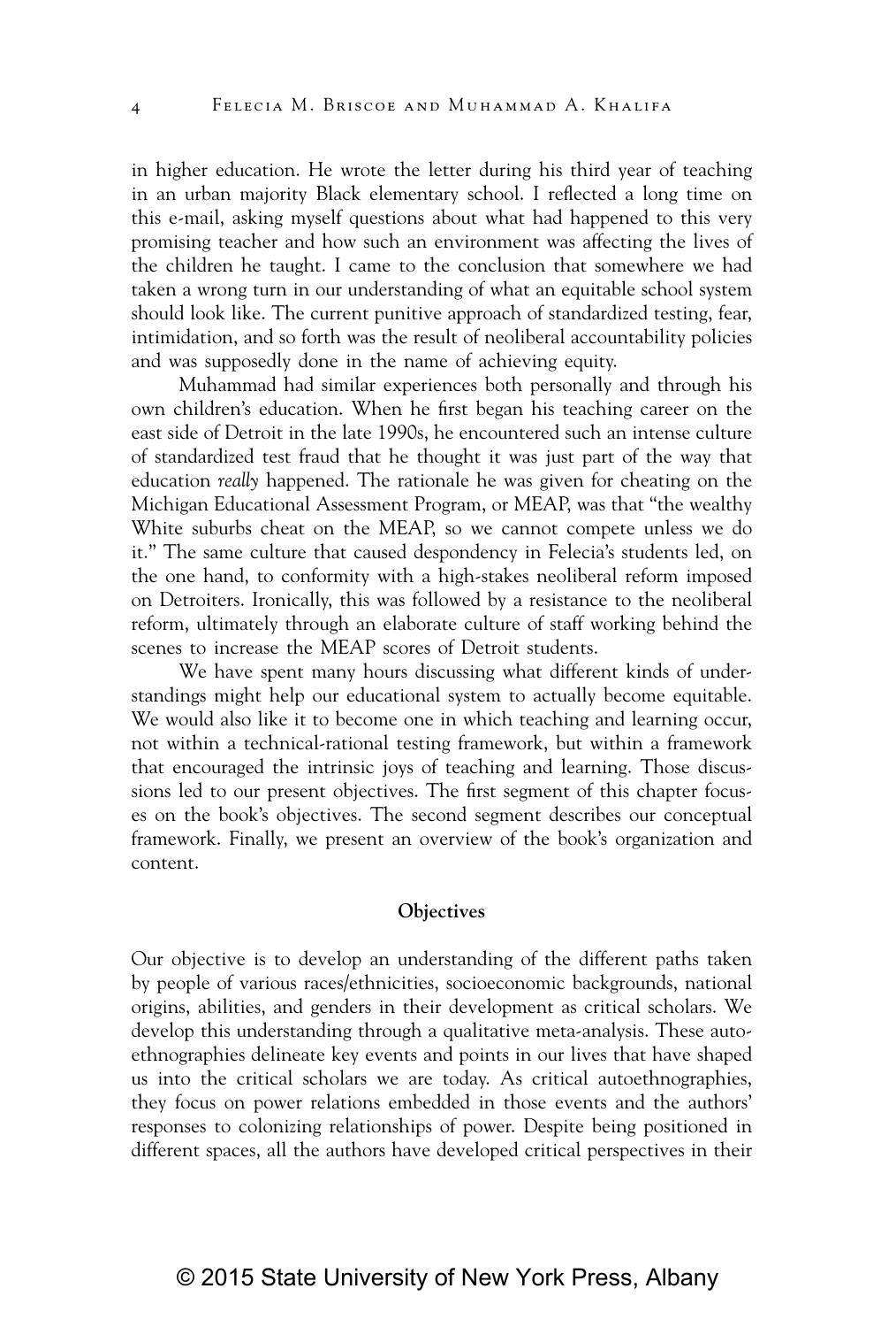in higher education. He wrote the letter during his third year of teaching in an urban majority Black elementary school. I reflected a long time on this e-mail, asking myself questions about what had happened to this very promising teacher and how such an environment was affecting the lives of the children he taught. I came to the conclusion that somewhere we had taken a wrong turn in our understanding of what an equitable school system should look like. The current punitive approach of standardized testing, fear, intimidation, and so forth was the result of neoliberal accountability policies and was supposedly done in the name of achieving equity.

Muhammad had similar experiences both personally and through his own children's education. When he first began his teaching career on the east side of Detroit in the late 1990s, he encountered such an intense culture of standardized test fraud that he thought it was just part of the way that education *really* happened. The rationale he was given for cheating on the Michigan Educational Assessment Program, or MEAP, was that "the wealthy White suburbs cheat on the MEAP, so we cannot compete unless we do it." The same culture that caused despondency in Felecia's students led, on the one hand, to conformity with a high-stakes neoliberal reform imposed on Detroiters. Ironically, this was followed by a resistance to the neoliberal reform, ultimately through an elaborate culture of staff working behind the scenes to increase the MEAP scores of Detroit students.

We have spent many hours discussing what different kinds of understandings might help our educational system to actually become equitable. We would also like it to become one in which teaching and learning occur, not within a technical-rational testing framework, but within a framework that encouraged the intrinsic joys of teaching and learning. Those discussions led to our present objectives. The first segment of this chapter focuses on the book's objectives. The second segment describes our conceptual framework. Finally, we present an overview of the book's organization and content.

## Objectives

Our objective is to develop an understanding of the different paths taken by people of various races/ethnicities, socioeconomic backgrounds, national origins, abilities, and genders in their development as critical scholars. We develop this understanding through a qualitative meta-analysis. These autoethnographies delineate key events and points in our lives that have shaped us into the critical scholars we are today. As critical autoethnographies, they focus on power relations embedded in those events and the authors' responses to colonizing relationships of power. Despite being positioned in different spaces, all the authors have developed critical perspectives in their

© 2015 State University of New York Press, Albany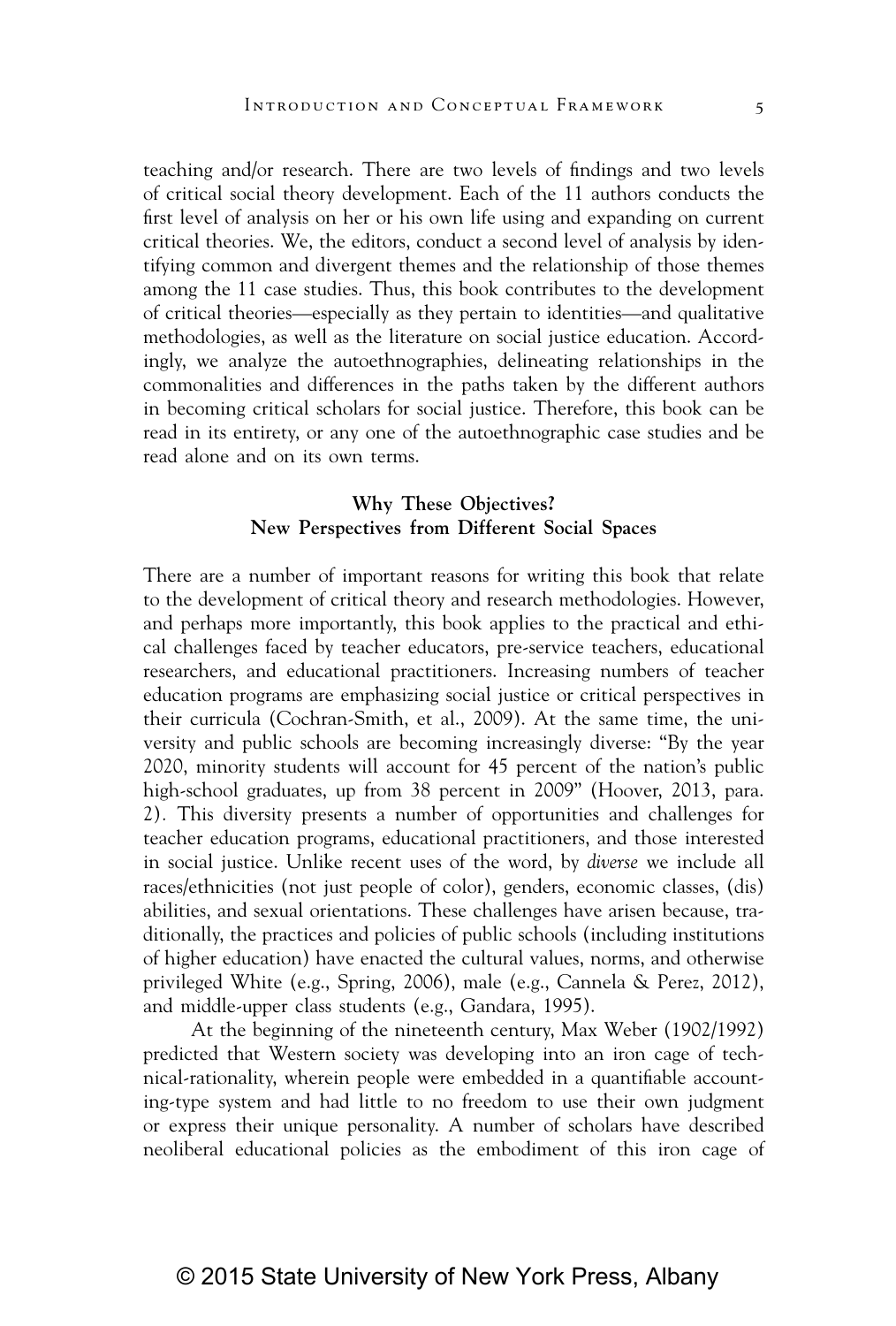teaching and/or research. There are two levels of findings and two levels of critical social theory development. Each of the 11 authors conducts the first level of analysis on her or his own life using and expanding on current critical theories. We, the editors, conduct a second level of analysis by identifying common and divergent themes and the relationship of those themes among the 11 case studies. Thus, this book contributes to the development of critical theories—especially as they pertain to identities—and qualitative methodologies, as well as the literature on social justice education. Accordingly, we analyze the autoethnographies, delineating relationships in the commonalities and differences in the paths taken by the different authors in becoming critical scholars for social justice. Therefore, this book can be read in its entirety, or any one of the autoethnographic case studies and be read alone and on its own terms.

### Why These Objectives? New Perspectives from Different Social Spaces

There are a number of important reasons for writing this book that relate to the development of critical theory and research methodologies. However, and perhaps more importantly, this book applies to the practical and ethical challenges faced by teacher educators, pre-service teachers, educational researchers, and educational practitioners. Increasing numbers of teacher education programs are emphasizing social justice or critical perspectives in their curricula (Cochran-Smith, et al., 2009). At the same time, the university and public schools are becoming increasingly diverse: "By the year 2020, minority students will account for 45 percent of the nation's public high-school graduates, up from 38 percent in 2009" (Hoover, 2013, para. 2). This diversity presents a number of opportunities and challenges for teacher education programs, educational practitioners, and those interested in social justice. Unlike recent uses of the word, by *diverse* we include all races/ethnicities (not just people of color), genders, economic classes, (dis) abilities, and sexual orientations. These challenges have arisen because, traditionally, the practices and policies of public schools (including institutions of higher education) have enacted the cultural values, norms, and otherwise privileged White (e.g., Spring, 2006), male (e.g., Cannela & Perez, 2012), and middle-upper class students (e.g., Gandara, 1995).

At the beginning of the nineteenth century, Max Weber (1902/1992) predicted that Western society was developing into an iron cage of technical-rationality, wherein people were embedded in a quantifiable accounting-type system and had little to no freedom to use their own judgment or express their unique personality. A number of scholars have described neoliberal educational policies as the embodiment of this iron cage of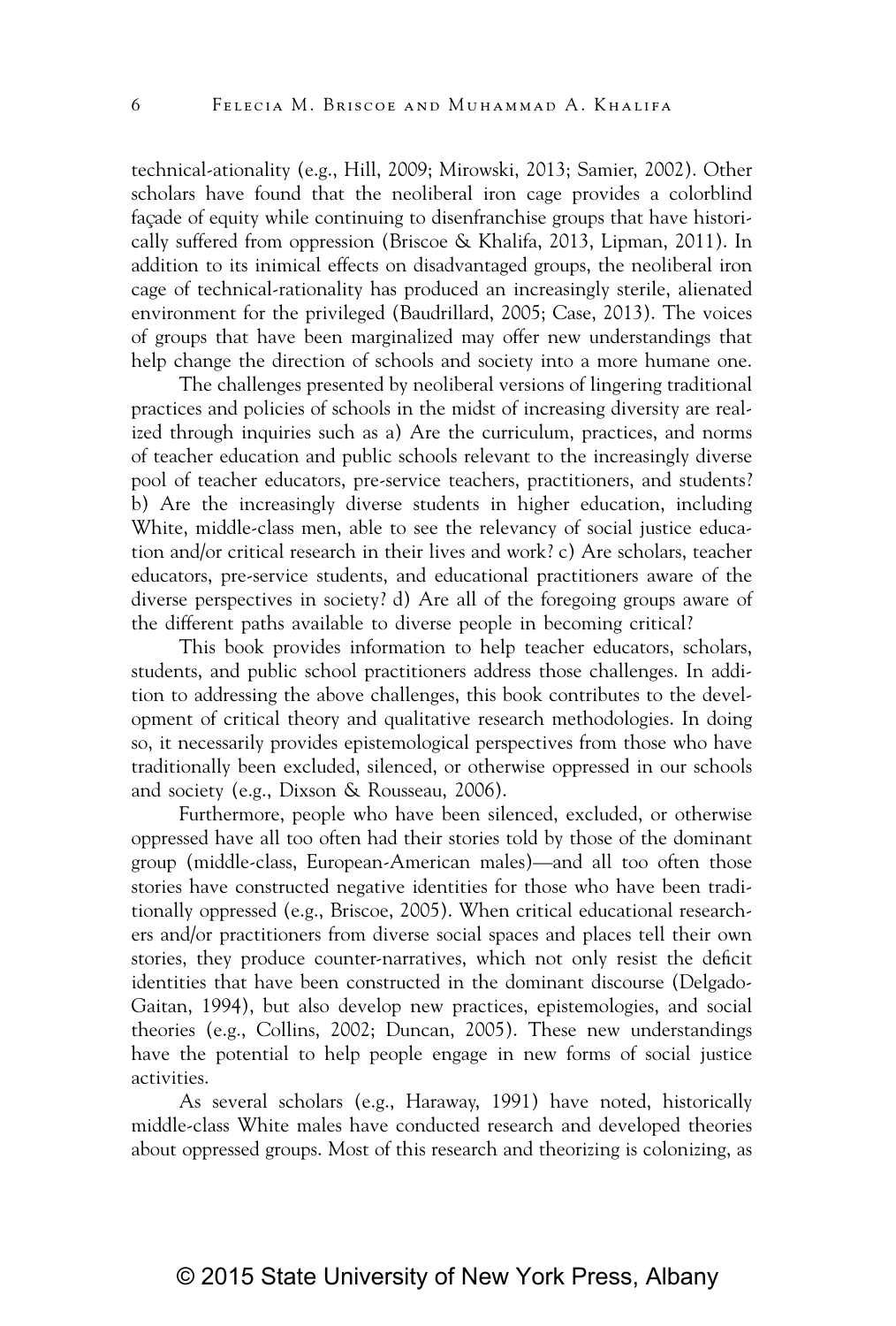technical-ationality (e.g., Hill, 2009; Mirowski, 2013; Samier, 2002). Other scholars have found that the neoliberal iron cage provides a colorblind façade of equity while continuing to disenfranchise groups that have historically suffered from oppression (Briscoe & Khalifa, 2013, Lipman, 2011). In addition to its inimical effects on disadvantaged groups, the neoliberal iron cage of technical-rationality has produced an increasingly sterile, alienated environment for the privileged (Baudrillard, 2005; Case, 2013). The voices of groups that have been marginalized may offer new understandings that help change the direction of schools and society into a more humane one.

The challenges presented by neoliberal versions of lingering traditional practices and policies of schools in the midst of increasing diversity are realized through inquiries such as a) Are the curriculum, practices, and norms of teacher education and public schools relevant to the increasingly diverse pool of teacher educators, pre-service teachers, practitioners, and students? b) Are the increasingly diverse students in higher education, including White, middle-class men, able to see the relevancy of social justice education and/or critical research in their lives and work? c) Are scholars, teacher educators, pre-service students, and educational practitioners aware of the diverse perspectives in society? d) Are all of the foregoing groups aware of the different paths available to diverse people in becoming critical?

This book provides information to help teacher educators, scholars, students, and public school practitioners address those challenges. In addition to addressing the above challenges, this book contributes to the development of critical theory and qualitative research methodologies. In doing so, it necessarily provides epistemological perspectives from those who have traditionally been excluded, silenced, or otherwise oppressed in our schools and society (e.g., Dixson & Rousseau, 2006).

Furthermore, people who have been silenced, excluded, or otherwise oppressed have all too often had their stories told by those of the dominant group (middle-class, European-American males)—and all too often those stories have constructed negative identities for those who have been traditionally oppressed (e.g., Briscoe, 2005). When critical educational researchers and/or practitioners from diverse social spaces and places tell their own stories, they produce counter-narratives, which not only resist the deficit identities that have been constructed in the dominant discourse (Delgado-Gaitan, 1994), but also develop new practices, epistemologies, and social theories (e.g., Collins, 2002; Duncan, 2005). These new understandings have the potential to help people engage in new forms of social justice activities.

As several scholars (e.g., Haraway, 1991) have noted, historically middle-class White males have conducted research and developed theories about oppressed groups. Most of this research and theorizing is colonizing, as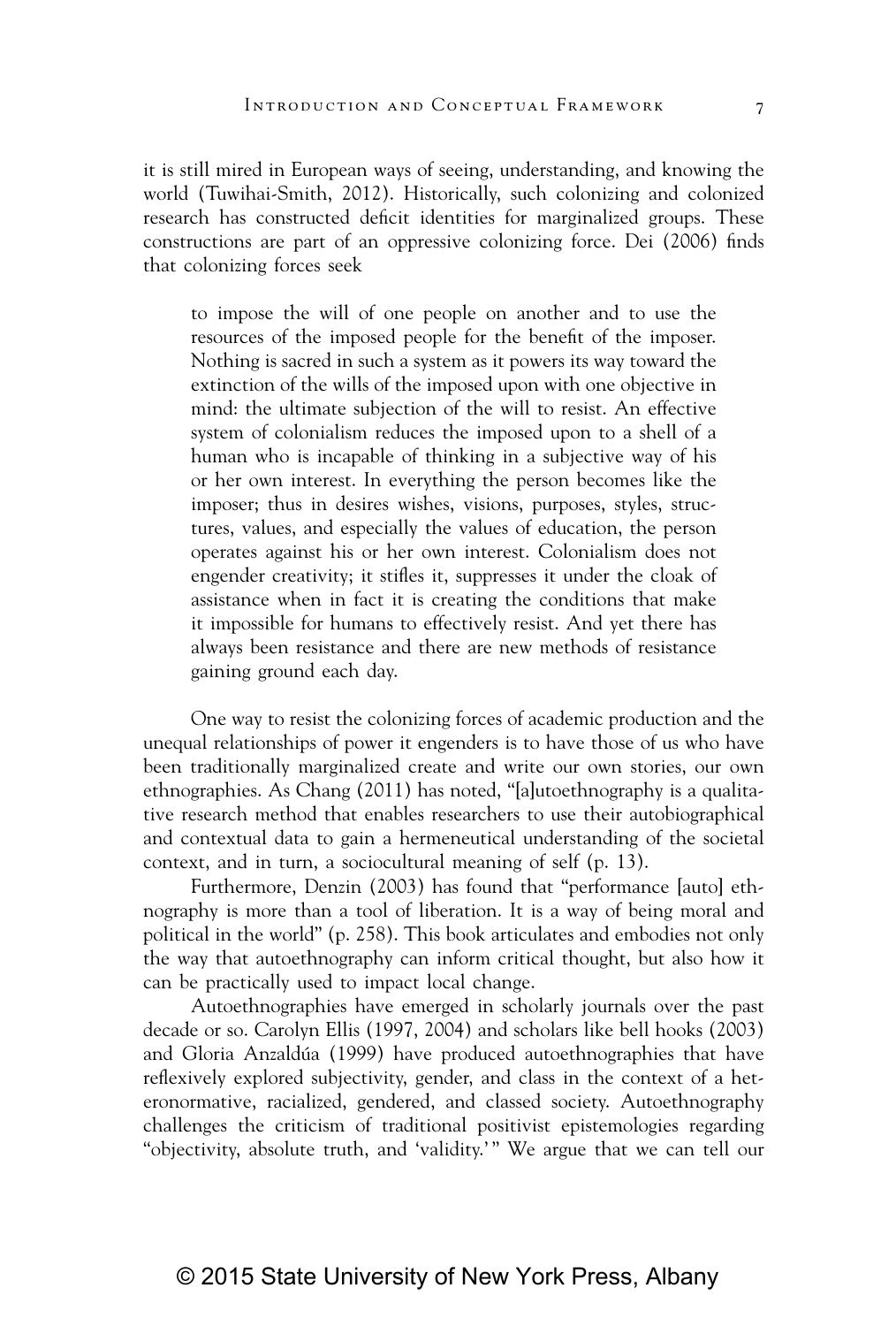it is still mired in European ways of seeing, understanding, and knowing the world (Tuwihai-Smith, 2012). Historically, such colonizing and colonized research has constructed deficit identities for marginalized groups. These constructions are part of an oppressive colonizing force. Dei (2006) finds that colonizing forces seek

> to impose the will of one people on another and to use the resources of the imposed people for the benefit of the imposer. Nothing is sacred in such a system as it powers its way toward the extinction of the wills of the imposed upon with one objective in mind: the ultimate subjection of the will to resist. An effective system of colonialism reduces the imposed upon to a shell of a human who is incapable of thinking in a subjective way of his or her own interest. In everything the person becomes like the imposer; thus in desires wishes, visions, purposes, styles, structures, values, and especially the values of education, the person operates against his or her own interest. Colonialism does not engender creativity; it stifles it, suppresses it under the cloak of assistance when in fact it is creating the conditions that make it impossible for humans to effectively resist. And yet there has always been resistance and there are new methods of resistance gaining ground each day.

One way to resist the colonizing forces of academic production and the unequal relationships of power it engenders is to have those of us who have been traditionally marginalized create and write our own stories, our own ethnographies. As Chang (2011) has noted, "[a]utoethnography is a qualitative research method that enables researchers to use their autobiographical and contextual data to gain a hermeneutical understanding of the societal context, and in turn, a sociocultural meaning of self (p. 13).

Furthermore, Denzin (2003) has found that "performance [auto] ethnography is more than a tool of liberation. It is a way of being moral and political in the world" (p. 258). This book articulates and embodies not only the way that autoethnography can inform critical thought, but also how it can be practically used to impact local change.

Autoethnographies have emerged in scholarly journals over the past decade or so. Carolyn Ellis (1997, 2004) and scholars like bell hooks (2003) and Gloria Anzaldúa (1999) have produced autoethnographies that have reflexively explored subjectivity, gender, and class in the context of a heteronormative, racialized, gendered, and classed society. Autoethnography challenges the criticism of traditional positivist epistemologies regarding "objectivity, absolute truth, and 'validity.'" We argue that we can tell our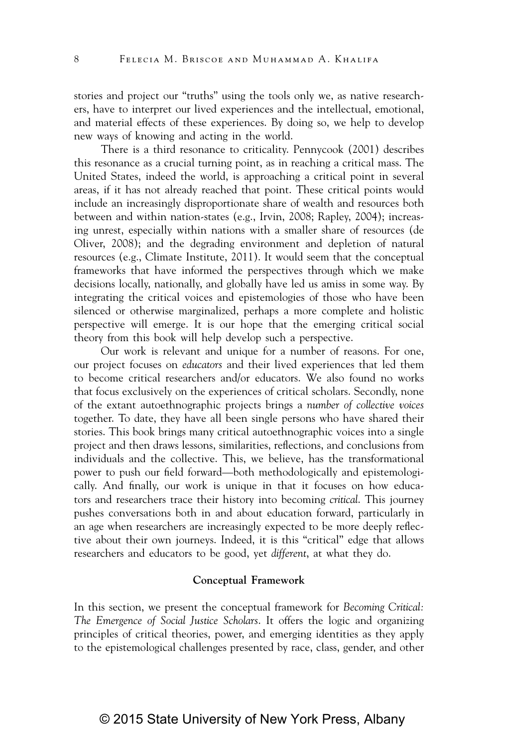stories and project our "truths" using the tools only we, as native researchers, have to interpret our lived experiences and the intellectual, emotional, and material effects of these experiences. By doing so, we help to develop new ways of knowing and acting in the world.

There is a third resonance to criticality. Pennycook (2001) describes this resonance as a crucial turning point, as in reaching a critical mass. The United States, indeed the world, is approaching a critical point in several areas, if it has not already reached that point. These critical points would include an increasingly disproportionate share of wealth and resources both between and within nation-states (e.g., Irvin, 2008; Rapley, 2004); increasing unrest, especially within nations with a smaller share of resources (de Oliver, 2008); and the degrading environment and depletion of natural resources (e.g., Climate Institute, 2011). It would seem that the conceptual frameworks that have informed the perspectives through which we make decisions locally, nationally, and globally have led us amiss in some way. By integrating the critical voices and epistemologies of those who have been silenced or otherwise marginalized, perhaps a more complete and holistic perspective will emerge. It is our hope that the emerging critical social theory from this book will help develop such a perspective.

Our work is relevant and unique for a number of reasons. For one, our project focuses on *educators* and their lived experiences that led them to become critical researchers and/or educators. We also found no works that focus exclusively on the experiences of critical scholars. Secondly, none of the extant autoethnographic projects brings a *number of collective voices* together. To date, they have all been single persons who have shared their stories. This book brings many critical autoethnographic voices into a single project and then draws lessons, similarities, reflections, and conclusions from individuals and the collective. This, we believe, has the transformational power to push our field forward—both methodologically and epistemologically. And finally, our work is unique in that it focuses on how educators and researchers trace their history into becoming *critical*. This journey pushes conversations both in and about education forward, particularly in an age when researchers are increasingly expected to be more deeply reflective about their own journeys. Indeed, it is this "critical" edge that allows researchers and educators to be good, yet *different*, at what they do.

## Conceptual Framework

In this section, we present the conceptual framework for *Becoming Critical: The Emergence of Social Justice Scholars*. It offers the logic and organizing principles of critical theories, power, and emerging identities as they apply to the epistemological challenges presented by race, class, gender, and other

© 2015 State University of New York Press, Albany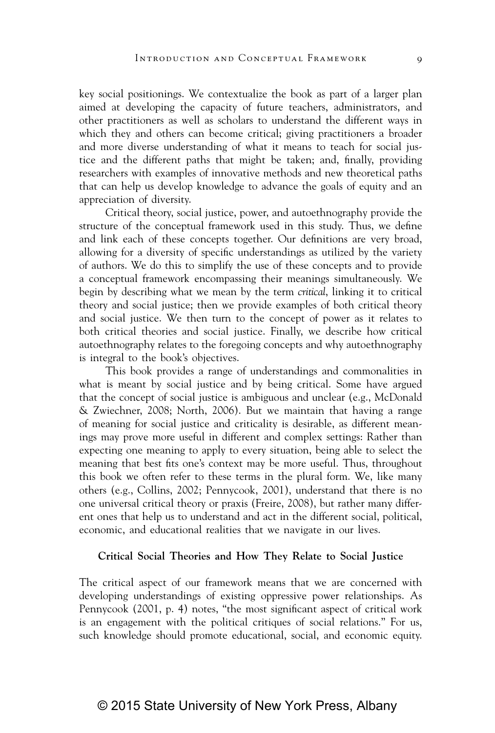key social positionings. We contextualize the book as part of a larger plan aimed at developing the capacity of future teachers, administrators, and other practitioners as well as scholars to understand the different ways in which they and others can become critical; giving practitioners a broader and more diverse understanding of what it means to teach for social justice and the different paths that might be taken; and, finally, providing researchers with examples of innovative methods and new theoretical paths that can help us develop knowledge to advance the goals of equity and an appreciation of diversity.

Critical theory, social justice, power, and autoethnography provide the structure of the conceptual framework used in this study. Thus, we define and link each of these concepts together. Our definitions are very broad, allowing for a diversity of specific understandings as utilized by the variety of authors. We do this to simplify the use of these concepts and to provide a conceptual framework encompassing their meanings simultaneously. We begin by describing what we mean by the term *critical*, linking it to critical theory and social justice; then we provide examples of both critical theory and social justice. We then turn to the concept of power as it relates to both critical theories and social justice. Finally, we describe how critical autoethnography relates to the foregoing concepts and why autoethnography is integral to the book's objectives.

This book provides a range of understandings and commonalities in what is meant by social justice and by being critical. Some have argued that the concept of social justice is ambiguous and unclear (e.g., McDonald & Zwiechner, 2008; North, 2006). But we maintain that having a range of meaning for social justice and criticality is desirable, as different meanings may prove more useful in different and complex settings: Rather than expecting one meaning to apply to every situation, being able to select the meaning that best fits one's context may be more useful. Thus, throughout this book we often refer to these terms in the plural form. We, like many others (e.g., Collins, 2002; Pennycook, 2001), understand that there is no one universal critical theory or praxis (Freire, 2008), but rather many different ones that help us to understand and act in the different social, political, economic, and educational realities that we navigate in our lives.

### Critical Social Theories and How They Relate to Social Justice

The critical aspect of our framework means that we are concerned with developing understandings of existing oppressive power relationships. As Pennycook (2001, p. 4) notes, "the most significant aspect of critical work is an engagement with the political critiques of social relations." For us, such knowledge should promote educational, social, and economic equity.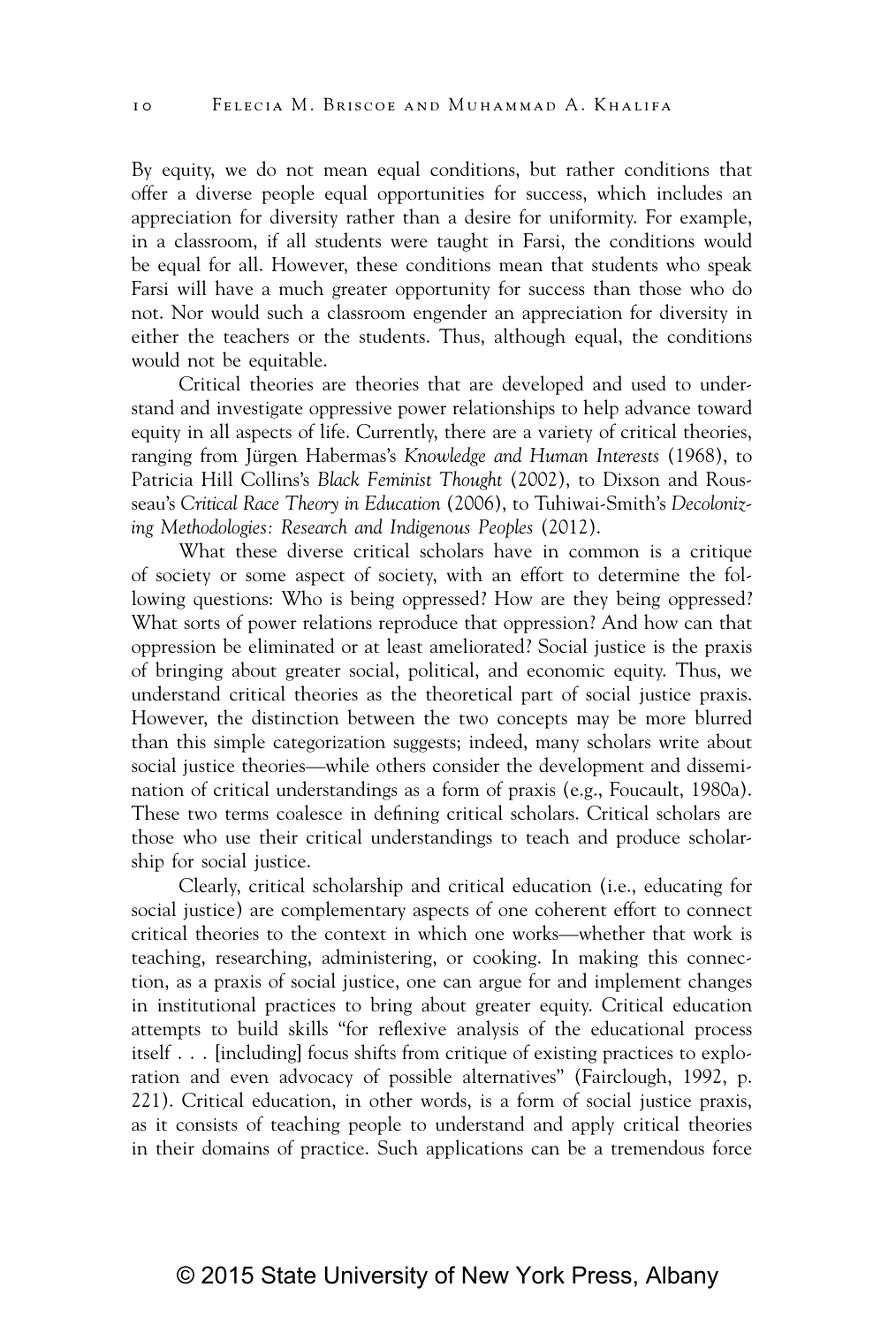By equity, we do not mean equal conditions, but rather conditions that offer a diverse people equal opportunities for success, which includes an appreciation for diversity rather than a desire for uniformity. For example, in a classroom, if all students were taught in Farsi, the conditions would be equal for all. However, these conditions mean that students who speak Farsi will have a much greater opportunity for success than those who do not. Nor would such a classroom engender an appreciation for diversity in either the teachers or the students. Thus, although equal, the conditions would not be equitable.

Critical theories are theories that are developed and used to understand and investigate oppressive power relationships to help advance toward equity in all aspects of life. Currently, there are a variety of critical theories, ranging from Jürgen Habermas's *Knowledge and Human Interests* (1968), to Patricia Hill Collins's *Black Feminist Thought* (2002), to Dixson and Rousseau's *Critical Race Theory in Education* (2006), to Tuhiwai-Smith's *Decolonizing Methodologies: Research and Indigenous Peoples* (2012).

What these diverse critical scholars have in common is a critique of society or some aspect of society, with an effort to determine the following questions: Who is being oppressed? How are they being oppressed? What sorts of power relations reproduce that oppression? And how can that oppression be eliminated or at least ameliorated? Social justice is the praxis of bringing about greater social, political, and economic equity. Thus, we understand critical theories as the theoretical part of social justice praxis. However, the distinction between the two concepts may be more blurred than this simple categorization suggests; indeed, many scholars write about social justice theories—while others consider the development and dissemination of critical understandings as a form of praxis (e.g., Foucault, 1980a). These two terms coalesce in defining critical scholars. Critical scholars are those who use their critical understandings to teach and produce scholarship for social justice.

Clearly, critical scholarship and critical education (i.e., educating for social justice) are complementary aspects of one coherent effort to connect critical theories to the context in which one works—whether that work is teaching, researching, administering, or cooking. In making this connection, as a praxis of social justice, one can argue for and implement changes in institutional practices to bring about greater equity. Critical education attempts to build skills "for reflexive analysis of the educational process itself . . . [including] focus shifts from critique of existing practices to exploration and even advocacy of possible alternatives" (Fairclough, 1992, p. 221). Critical education, in other words, is a form of social justice praxis, as it consists of teaching people to understand and apply critical theories in their domains of practice. Such applications can be a tremendous force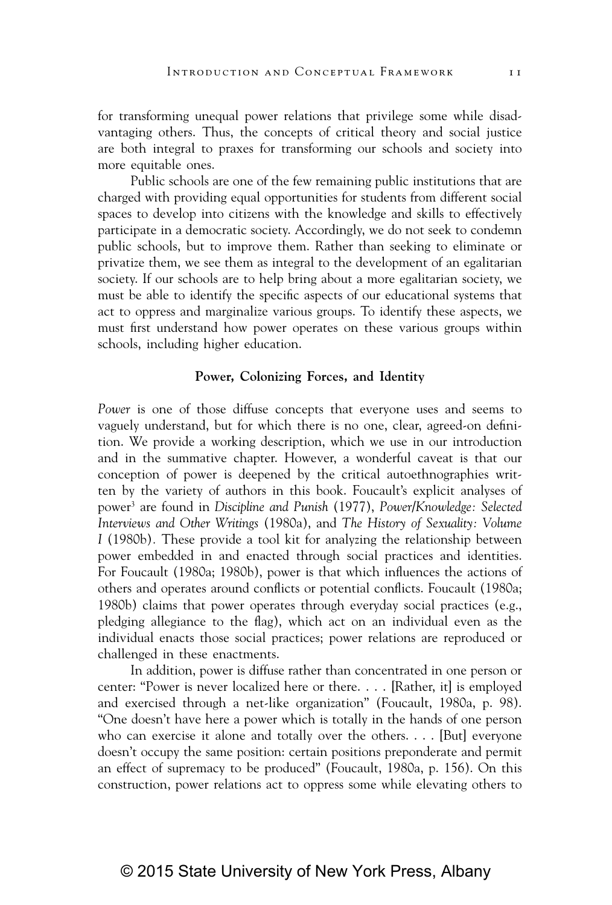for transforming unequal power relations that privilege some while disadvantaging others. Thus, the concepts of critical theory and social justice are both integral to praxes for transforming our schools and society into more equitable ones.

Public schools are one of the few remaining public institutions that are charged with providing equal opportunities for students from different social spaces to develop into citizens with the knowledge and skills to effectively participate in a democratic society. Accordingly, we do not seek to condemn public schools, but to improve them. Rather than seeking to eliminate or privatize them, we see them as integral to the development of an egalitarian society. If our schools are to help bring about a more egalitarian society, we must be able to identify the specific aspects of our educational systems that act to oppress and marginalize various groups. To identify these aspects, we must first understand how power operates on these various groups within schools, including higher education.

### Power, Colonizing Forces, and Identity

*Power* is one of those diffuse concepts that everyone uses and seems to vaguely understand, but for which there is no one, clear, agreed-on definition. We provide a working description, which we use in our introduction and in the summative chapter. However, a wonderful caveat is that our conception of power is deepened by the critical autoethnographies written by the variety of authors in this book. Foucault's explicit analyses of power[3] are found in *Discipline and Punish* (1977), *Power/Knowledge: Selected Interviews and Other Writings* (1980a), and *The History of Sexuality: Volume I* (1980b). These provide a tool kit for analyzing the relationship between power embedded in and enacted through social practices and identities. For Foucault (1980a; 1980b), power is that which influences the actions of others and operates around conflicts or potential conflicts. Foucault (1980a; 1980b) claims that power operates through everyday social practices (e.g., pledging allegiance to the flag), which act on an individual even as the individual enacts those social practices; power relations are reproduced or challenged in these enactments.

In addition, power is diffuse rather than concentrated in one person or center: "Power is never localized here or there. . . . [Rather, it] is employed and exercised through a net-like organization" (Foucault, 1980a, p. 98). "One doesn't have here a power which is totally in the hands of one person who can exercise it alone and totally over the others. . . . [But] everyone doesn't occupy the same position: certain positions preponderate and permit an effect of supremacy to be produced" (Foucault, 1980a, p. 156). On this construction, power relations act to oppress some while elevating others to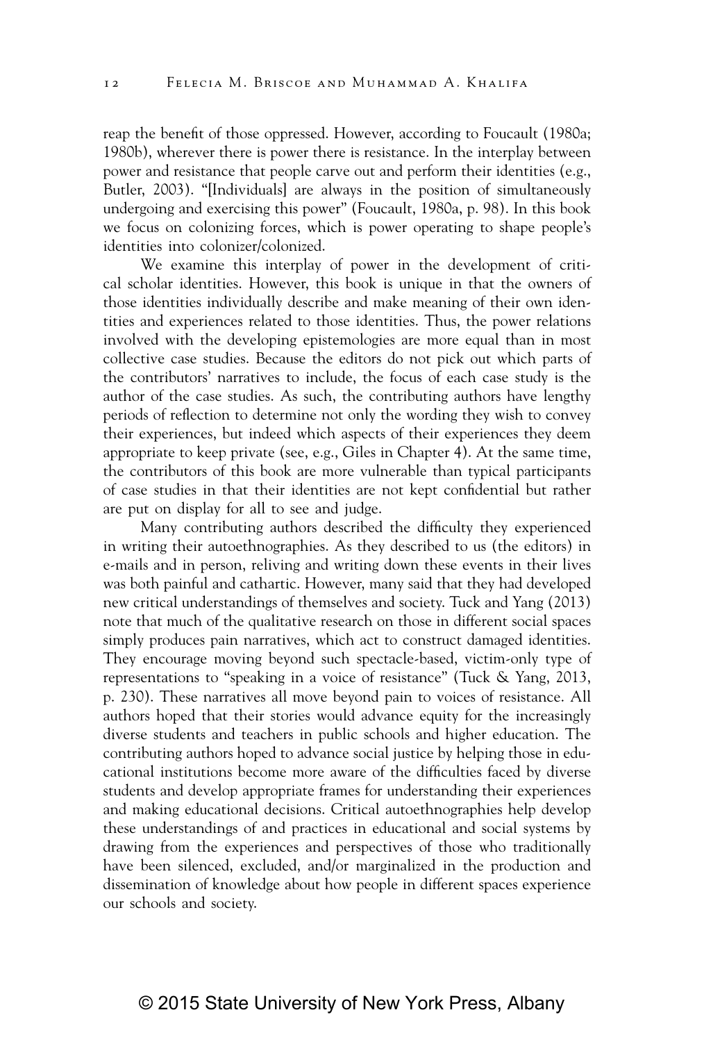reap the benefit of those oppressed. However, according to Foucault (1980a; 1980b), wherever there is power there is resistance. In the interplay between power and resistance that people carve out and perform their identities (e.g., Butler, 2003). "[Individuals] are always in the position of simultaneously undergoing and exercising this power" (Foucault, 1980a, p. 98). In this book we focus on colonizing forces, which is power operating to shape people's identities into colonizer/colonized.

We examine this interplay of power in the development of critical scholar identities. However, this book is unique in that the owners of those identities individually describe and make meaning of their own identities and experiences related to those identities. Thus, the power relations involved with the developing epistemologies are more equal than in most collective case studies. Because the editors do not pick out which parts of the contributors' narratives to include, the focus of each case study is the author of the case studies. As such, the contributing authors have lengthy periods of reflection to determine not only the wording they wish to convey their experiences, but indeed which aspects of their experiences they deem appropriate to keep private (see, e.g., Giles in Chapter 4). At the same time, the contributors of this book are more vulnerable than typical participants of case studies in that their identities are not kept confidential but rather are put on display for all to see and judge.

Many contributing authors described the difficulty they experienced in writing their autoethnographies. As they described to us (the editors) in e-mails and in person, reliving and writing down these events in their lives was both painful and cathartic. However, many said that they had developed new critical understandings of themselves and society. Tuck and Yang (2013) note that much of the qualitative research on those in different social spaces simply produces pain narratives, which act to construct damaged identities. They encourage moving beyond such spectacle-based, victim-only type of representations to "speaking in a voice of resistance" (Tuck & Yang, 2013, p. 230). These narratives all move beyond pain to voices of resistance. All authors hoped that their stories would advance equity for the increasingly diverse students and teachers in public schools and higher education. The contributing authors hoped to advance social justice by helping those in educational institutions become more aware of the difficulties faced by diverse students and develop appropriate frames for understanding their experiences and making educational decisions. Critical autoethnographies help develop these understandings of and practices in educational and social systems by drawing from the experiences and perspectives of those who traditionally have been silenced, excluded, and/or marginalized in the production and dissemination of knowledge about how people in different spaces experience our schools and society.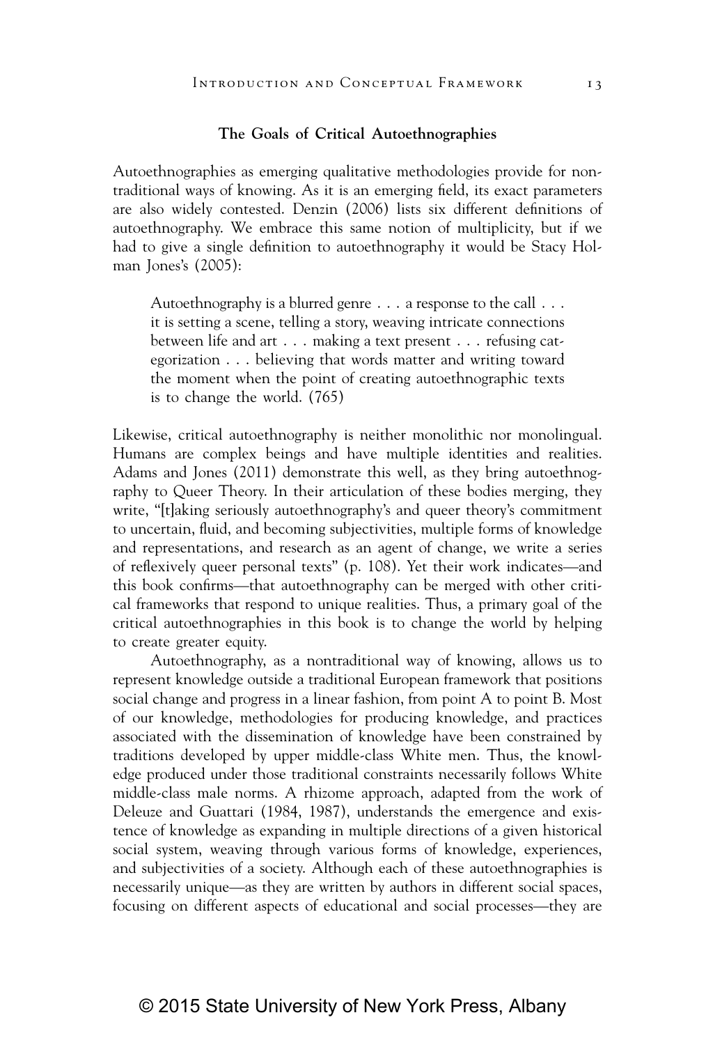### The Goals of Critical Autoethnographies

Autoethnographies as emerging qualitative methodologies provide for non-traditional ways of knowing. As it is an emerging field, its exact parameters are also widely contested. Denzin (2006) lists six different definitions of autoethnography. We embrace this same notion of multiplicity, but if we had to give a single definition to autoethnography it would be Stacy Holman Jones's (2005):

> Autoethnography is a blurred genre . . . a response to the call . . . it is setting a scene, telling a story, weaving intricate connections between life and art . . . making a text present . . . refusing categorization . . . believing that words matter and writing toward the moment when the point of creating autoethnographic texts is to change the world. (765)

Likewise, critical autoethnography is neither monolithic nor monolingual. Humans are complex beings and have multiple identities and realities. Adams and Jones (2011) demonstrate this well, as they bring autoethnography to Queer Theory. In their articulation of these bodies merging, they write, "[t]aking seriously autoethnography's and queer theory's commitment to uncertain, fluid, and becoming subjectivities, multiple forms of knowledge and representations, and research as an agent of change, we write a series of reflexively queer personal texts" (p. 108). Yet their work indicates—and this book confirms—that autoethnography can be merged with other critical frameworks that respond to unique realities. Thus, a primary goal of the critical autoethnographies in this book is to change the world by helping to create greater equity.

Autoethnography, as a nontraditional way of knowing, allows us to represent knowledge outside a traditional European framework that positions social change and progress in a linear fashion, from point A to point B. Most of our knowledge, methodologies for producing knowledge, and practices associated with the dissemination of knowledge have been constrained by traditions developed by upper middle-class White men. Thus, the knowledge produced under those traditional constraints necessarily follows White middle-class male norms. A rhizome approach, adapted from the work of Deleuze and Guattari (1984, 1987), understands the emergence and existence of knowledge as expanding in multiple directions of a given historical social system, weaving through various forms of knowledge, experiences, and subjectivities of a society. Although each of these autoethnographies is necessarily unique—as they are written by authors in different social spaces, focusing on different aspects of educational and social processes—they are

© 2015 State University of New York Press, Albany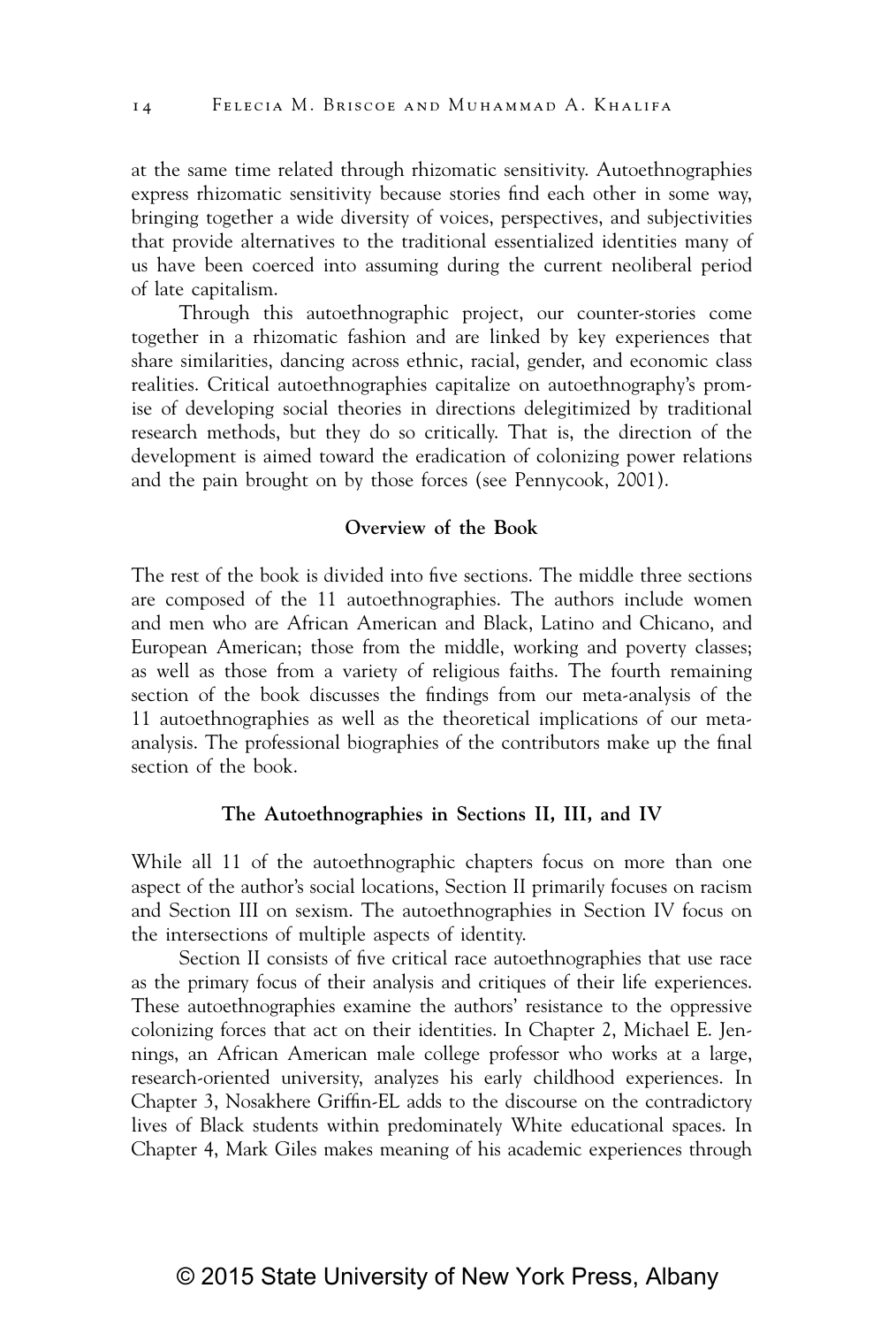at the same time related through rhizomatic sensitivity. Autoethnographies express rhizomatic sensitivity because stories find each other in some way, bringing together a wide diversity of voices, perspectives, and subjectivities that provide alternatives to the traditional essentialized identities many of us have been coerced into assuming during the current neoliberal period of late capitalism.

Through this autoethnographic project, our counter-stories come together in a rhizomatic fashion and are linked by key experiences that share similarities, dancing across ethnic, racial, gender, and economic class realities. Critical autoethnographies capitalize on autoethnography's promise of developing social theories in directions delegitimized by traditional research methods, but they do so critically. That is, the direction of the development is aimed toward the eradication of colonizing power relations and the pain brought on by those forces (see Pennycook, 2001).

### Overview of the Book

The rest of the book is divided into five sections. The middle three sections are composed of the 11 autoethnographies. The authors include women and men who are African American and Black, Latino and Chicano, and European American; those from the middle, working and poverty classes; as well as those from a variety of religious faiths. The fourth remaining section of the book discusses the findings from our meta-analysis of the 11 autoethnographies as well as the theoretical implications of our meta-analysis. The professional biographies of the contributors make up the final section of the book.

### The Autoethnographies in Sections II, III, and IV

While all 11 of the autoethnographic chapters focus on more than one aspect of the author's social locations, Section II primarily focuses on racism and Section III on sexism. The autoethnographies in Section IV focus on the intersections of multiple aspects of identity.

Section II consists of five critical race autoethnographies that use race as the primary focus of their analysis and critiques of their life experiences. These autoethnographies examine the authors' resistance to the oppressive colonizing forces that act on their identities. In Chapter 2, Michael E. Jennings, an African American male college professor who works at a large, research-oriented university, analyzes his early childhood experiences. In Chapter 3, Nosakhere Griffin-EL adds to the discourse on the contradictory lives of Black students within predominately White educational spaces. In Chapter 4, Mark Giles makes meaning of his academic experiences through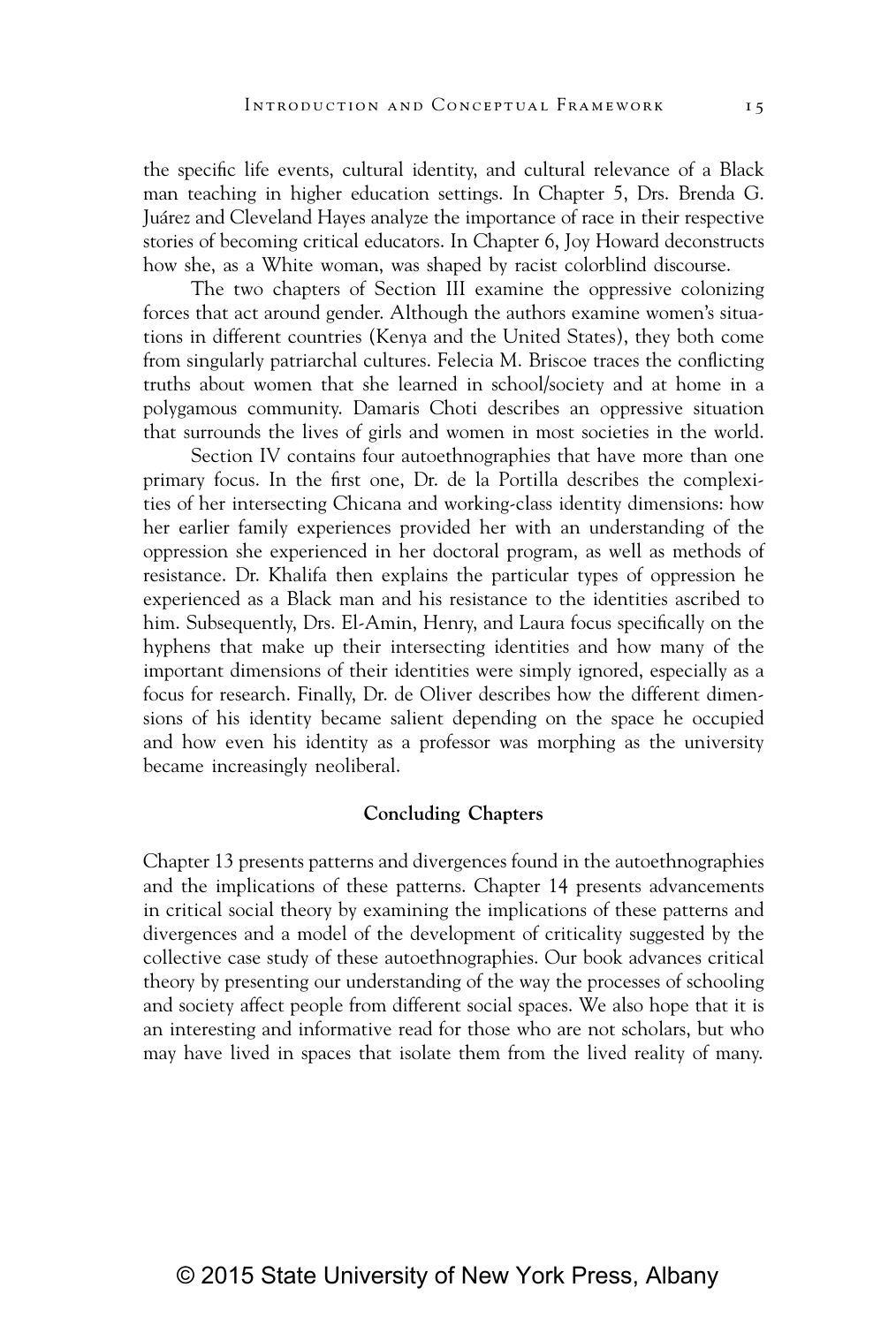the specific life events, cultural identity, and cultural relevance of a Black man teaching in higher education settings. In Chapter 5, Drs. Brenda G. Juárez and Cleveland Hayes analyze the importance of race in their respective stories of becoming critical educators. In Chapter 6, Joy Howard deconstructs how she, as a White woman, was shaped by racist colorblind discourse.

The two chapters of Section III examine the oppressive colonizing forces that act around gender. Although the authors examine women's situations in different countries (Kenya and the United States), they both come from singularly patriarchal cultures. Felecia M. Briscoe traces the conflicting truths about women that she learned in school/society and at home in a polygamous community. Damaris Choti describes an oppressive situation that surrounds the lives of girls and women in most societies in the world.

Section IV contains four autoethnographies that have more than one primary focus. In the first one, Dr. de la Portilla describes the complexities of her intersecting Chicana and working-class identity dimensions: how her earlier family experiences provided her with an understanding of the oppression she experienced in her doctoral program, as well as methods of resistance. Dr. Khalifa then explains the particular types of oppression he experienced as a Black man and his resistance to the identities ascribed to him. Subsequently, Drs. El-Amin, Henry, and Laura focus specifically on the hyphens that make up their intersecting identities and how many of the important dimensions of their identities were simply ignored, especially as a focus for research. Finally, Dr. de Oliver describes how the different dimensions of his identity became salient depending on the space he occupied and how even his identity as a professor was morphing as the university became increasingly neoliberal.

### Concluding Chapters

Chapter 13 presents patterns and divergences found in the autoethnographies and the implications of these patterns. Chapter 14 presents advancements in critical social theory by examining the implications of these patterns and divergences and a model of the development of criticality suggested by the collective case study of these autoethnographies. Our book advances critical theory by presenting our understanding of the way the processes of schooling and society affect people from different social spaces. We also hope that it is an interesting and informative read for those who are not scholars, but who may have lived in spaces that isolate them from the lived reality of many.